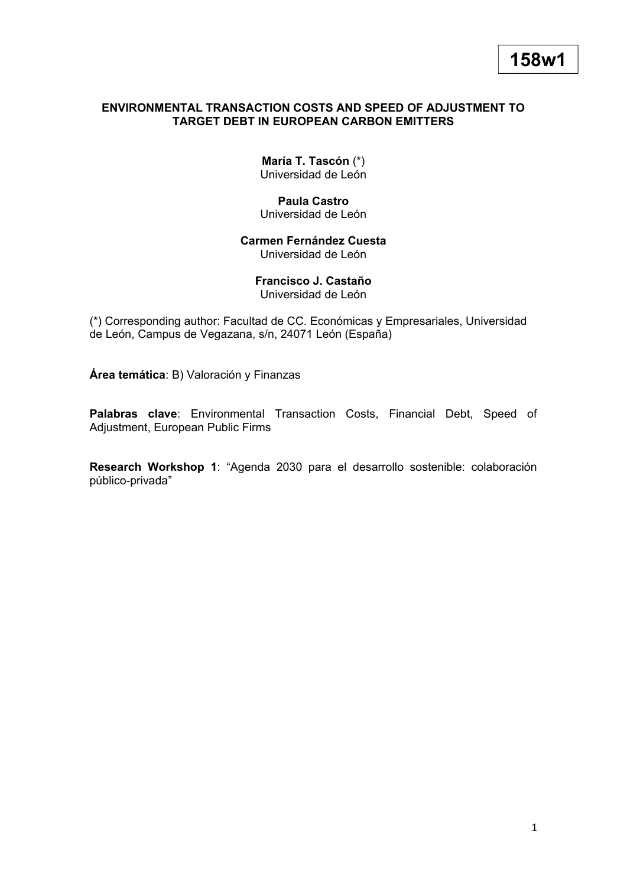**158w1**

# ENVIRONMENTAL TRANSACTION COSTS AND SPEED OF ADJUSTMENT TO TARGET DEBT IN EUROPEAN CARBON EMITTERS

**María T. Tascón** (*)
Universidad de León

**Paula Castro**
Universidad de León

**Carmen Fernández Cuesta**
Universidad de León

**Francisco J. Castaño**
Universidad de León

(*) Corresponding author: Facultad de CC. Económicas y Empresariales, Universidad de León, Campus de Vegazana, s/n, 24071 León (España)

**Área temática**: B) Valoración y Finanzas

**Palabras clave**: Environmental Transaction Costs, Financial Debt, Speed of Adjustment, European Public Firms

**Research Workshop 1**: "Agenda 2030 para el desarrollo sostenible: colaboración público-privada"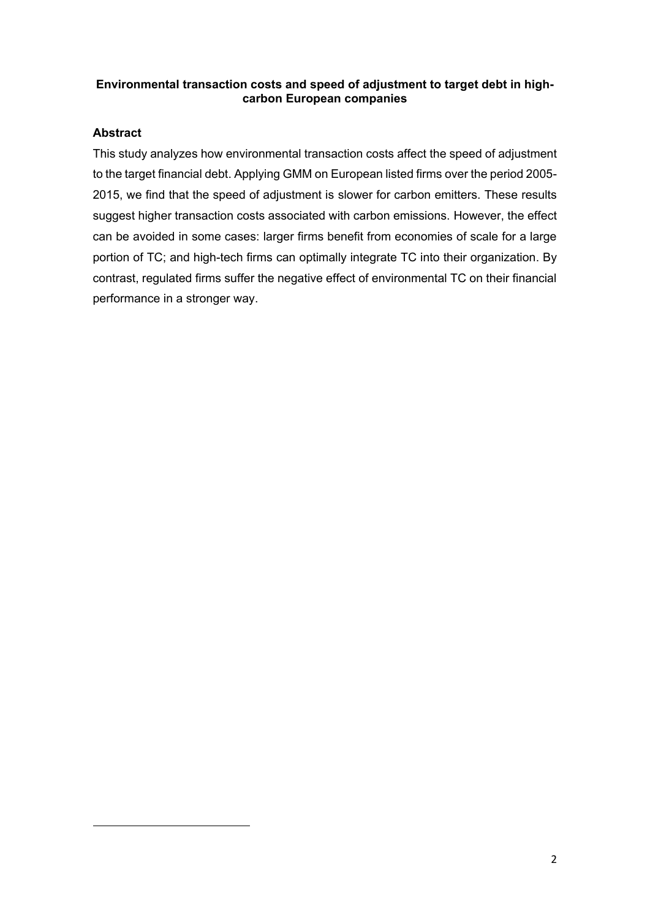**Environmental transaction costs and speed of adjustment to target debt in high-carbon European companies**

**Abstract**

This study analyzes how environmental transaction costs affect the speed of adjustment to the target financial debt. Applying GMM on European listed firms over the period 2005-2015, we find that the speed of adjustment is slower for carbon emitters. These results suggest higher transaction costs associated with carbon emissions. However, the effect can be avoided in some cases: larger firms benefit from economies of scale for a large portion of TC; and high-tech firms can optimally integrate TC into their organization. By contrast, regulated firms suffer the negative effect of environmental TC on their financial performance in a stronger way.